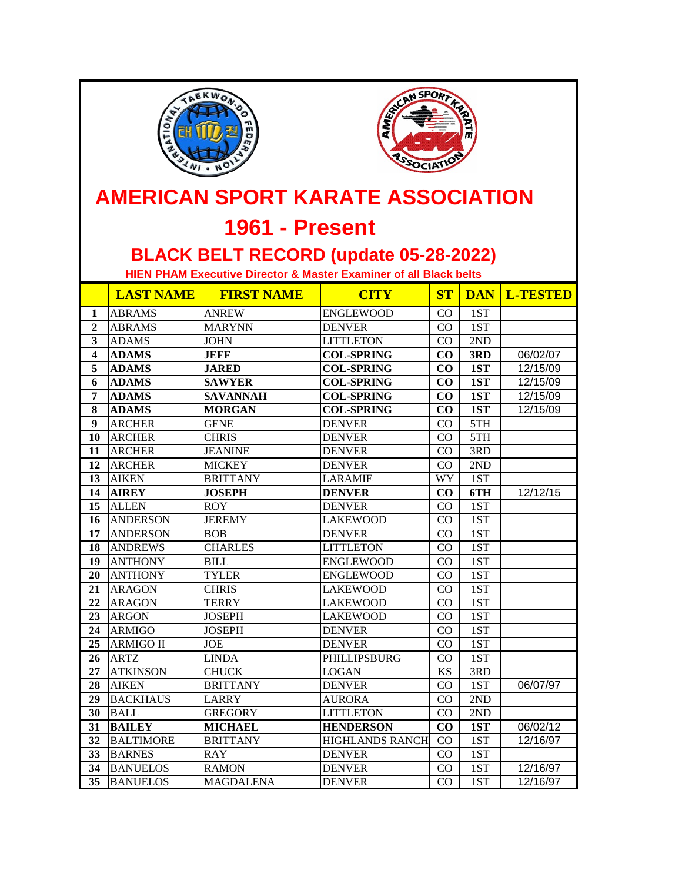# AMERICAN SPORT KARATE ASSOCIATION

# 1961 - Present

## BLACK BELT RECORD (update 05-28-2022)

**HIEN PHAM Executive Director & Master Examiner of all Black belts**

| | LAST NAME | FIRST NAME | CITY | ST | DAN | L-TESTED |
|---|---|---|---|---|---|---|
| 1 | ABRAMS | ANREW | ENGLEWOOD | CO | 1ST | |
| 2 | ABRAMS | MARYNN | DENVER | CO | 1ST | |
| 3 | ADAMS | JOHN | LITTLETON | CO | 2ND | |
| 4 | **ADAMS** | **JEFF** | **COL-SPRING** | **CO** | **3RD** | 06/02/07 |
| 5 | **ADAMS** | **JARED** | **COL-SPRING** | **CO** | **1ST** | 12/15/09 |
| 6 | **ADAMS** | **SAWYER** | **COL-SPRING** | **CO** | **1ST** | 12/15/09 |
| 7 | **ADAMS** | **SAVANNAH** | **COL-SPRING** | **CO** | **1ST** | 12/15/09 |
| 8 | **ADAMS** | **MORGAN** | **COL-SPRING** | **CO** | **1ST** | 12/15/09 |
| 9 | ARCHER | GENE | DENVER | CO | 5TH | |
| 10 | ARCHER | CHRIS | DENVER | CO | 5TH | |
| 11 | ARCHER | JEANINE | DENVER | CO | 3RD | |
| 12 | ARCHER | MICKEY | DENVER | CO | 2ND | |
| 13 | AIKEN | BRITTANY | LARAMIE | WY | 1ST | |
| 14 | **AIREY** | **JOSEPH** | **DENVER** | **CO** | **6TH** | 12/12/15 |
| 15 | ALLEN | ROY | DENVER | CO | 1ST | |
| 16 | ANDERSON | JEREMY | LAKEWOOD | CO | 1ST | |
| 17 | ANDERSON | BOB | DENVER | CO | 1ST | |
| 18 | ANDREWS | CHARLES | LITTLETON | CO | 1ST | |
| 19 | ANTHONY | BILL | ENGLEWOOD | CO | 1ST | |
| 20 | ANTHONY | TYLER | ENGLEWOOD | CO | 1ST | |
| 21 | ARAGON | CHRIS | LAKEWOOD | CO | 1ST | |
| 22 | ARAGON | TERRY | LAKEWOOD | CO | 1ST | |
| 23 | ARGON | JOSEPH | LAKEWOOD | CO | 1ST | |
| 24 | ARMIGO | JOSEPH | DENVER | CO | 1ST | |
| 25 | ARMIGO II | JOE | DENVER | CO | 1ST | |
| 26 | ARTZ | LINDA | PHILLIPSBURG | CO | 1ST | |
| 27 | ATKINSON | CHUCK | LOGAN | KS | 3RD | |
| 28 | AIKEN | BRITTANY | DENVER | CO | 1ST | 06/07/97 |
| 29 | BACKHAUS | LARRY | AURORA | CO | 2ND | |
| 30 | BALL | GREGORY | LITTLETON | CO | 2ND | |
| 31 | **BAILEY** | **MICHAEL** | **HENDERSON** | **CO** | **1ST** | 06/02/12 |
| 32 | BALTIMORE | BRITTANY | HIGHLANDS RANCH | CO | 1ST | 12/16/97 |
| 33 | BARNES | RAY | DENVER | CO | 1ST | |
| 34 | BANUELOS | RAMON | DENVER | CO | 1ST | 12/16/97 |
| 35 | BANUELOS | MAGDALENA | DENVER | CO | 1ST | 12/16/97 |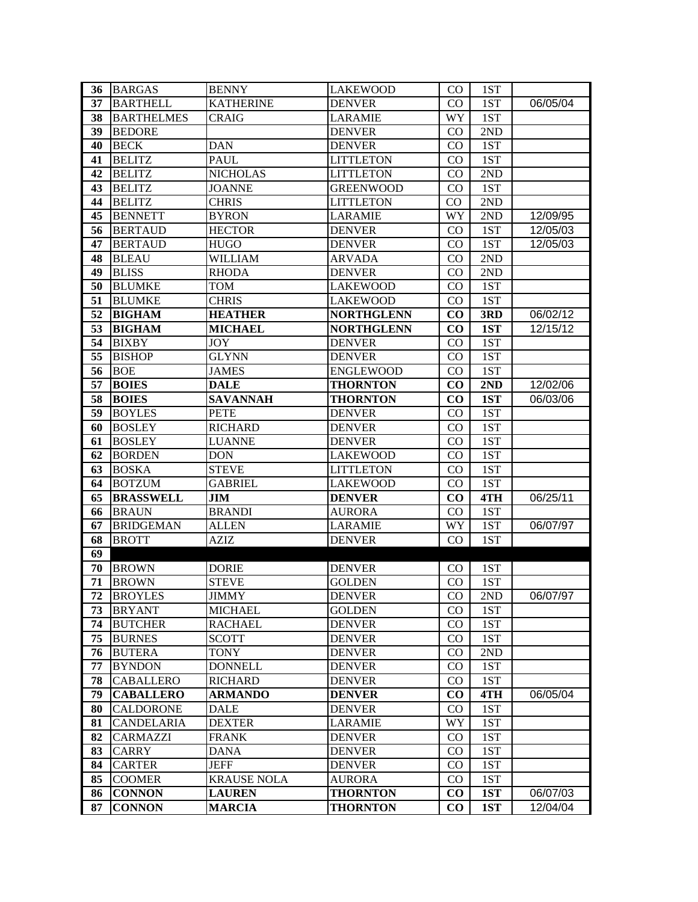| 36 | BARGAS | BENNY | LAKEWOOD | CO | 1ST | |
|---|---|---|---|---|---|---|
| 37 | BARTHELL | KATHERINE | DENVER | CO | 1ST | 06/05/04 |
| 38 | BARTHELMES | CRAIG | LARAMIE | WY | 1ST | |
| 39 | BEDORE | | DENVER | CO | 2ND | |
| 40 | BECK | DAN | DENVER | CO | 1ST | |
| 41 | BELITZ | PAUL | LITTLETON | CO | 1ST | |
| 42 | BELITZ | NICHOLAS | LITTLETON | CO | 2ND | |
| 43 | BELITZ | JOANNE | GREENWOOD | CO | 1ST | |
| 44 | BELITZ | CHRIS | LITTLETON | CO | 2ND | |
| 45 | BENNETT | BYRON | LARAMIE | WY | 2ND | 12/09/95 |
| 56 | BERTAUD | HECTOR | DENVER | CO | 1ST | 12/05/03 |
| 47 | BERTAUD | HUGO | DENVER | CO | 1ST | 12/05/03 |
| 48 | BLEAU | WILLIAM | ARVADA | CO | 2ND | |
| 49 | BLISS | RHODA | DENVER | CO | 2ND | |
| 50 | BLUMKE | TOM | LAKEWOOD | CO | 1ST | |
| 51 | BLUMKE | CHRIS | LAKEWOOD | CO | 1ST | |
| 52 | **BIGHAM** | **HEATHER** | **NORTHGLENN** | **CO** | **3RD** | 06/02/12 |
| 53 | **BIGHAM** | **MICHAEL** | **NORTHGLENN** | **CO** | **1ST** | 12/15/12 |
| 54 | BIXBY | JOY | DENVER | CO | 1ST | |
| 55 | BISHOP | GLYNN | DENVER | CO | 1ST | |
| 56 | BOE | JAMES | ENGLEWOOD | CO | 1ST | |
| 57 | **BOIES** | **DALE** | **THORNTON** | **CO** | **2ND** | 12/02/06 |
| 58 | **BOIES** | **SAVANNAH** | **THORNTON** | **CO** | **1ST** | 06/03/06 |
| 59 | BOYLES | PETE | DENVER | CO | 1ST | |
| 60 | BOSLEY | RICHARD | DENVER | CO | 1ST | |
| 61 | BOSLEY | LUANNE | DENVER | CO | 1ST | |
| 62 | BORDEN | DON | LAKEWOOD | CO | 1ST | |
| 63 | BOSKA | STEVE | LITTLETON | CO | 1ST | |
| 64 | BOTZUM | GABRIEL | LAKEWOOD | CO | 1ST | |
| 65 | **BRASSWELL** | **JIM** | **DENVER** | **CO** | **4TH** | 06/25/11 |
| 66 | BRAUN | BRANDI | AURORA | CO | 1ST | |
| 67 | BRIDGEMAN | ALLEN | LARAMIE | WY | 1ST | 06/07/97 |
| 68 | BROTT | AZIZ | DENVER | CO | 1ST | |
| 69 | | | | | | |
| 70 | BROWN | DORIE | DENVER | CO | 1ST | |
| 71 | BROWN | STEVE | GOLDEN | CO | 1ST | |
| 72 | BROYLES | JIMMY | DENVER | CO | 2ND | 06/07/97 |
| 73 | BRYANT | MICHAEL | GOLDEN | CO | 1ST | |
| 74 | BUTCHER | RACHAEL | DENVER | CO | 1ST | |
| 75 | BURNES | SCOTT | DENVER | CO | 1ST | |
| 76 | BUTERA | TONY | DENVER | CO | 2ND | |
| 77 | BYNDON | DONNELL | DENVER | CO | 1ST | |
| 78 | CABALLERO | RICHARD | DENVER | CO | 1ST | |
| 79 | **CABALLERO** | **ARMANDO** | **DENVER** | **CO** | **4TH** | 06/05/04 |
| 80 | CALDORONE | DALE | DENVER | CO | 1ST | |
| 81 | CANDELARIA | DEXTER | LARAMIE | WY | 1ST | |
| 82 | CARMAZZI | FRANK | DENVER | CO | 1ST | |
| 83 | CARRY | DANA | DENVER | CO | 1ST | |
| 84 | CARTER | JEFF | DENVER | CO | 1ST | |
| 85 | COOMER | KRAUSE NOLA | AURORA | CO | 1ST | |
| 86 | **CONNON** | **LAUREN** | **THORNTON** | **CO** | **1ST** | 06/07/03 |
| 87 | **CONNON** | **MARCIA** | **THORNTON** | **CO** | **1ST** | 12/04/04 |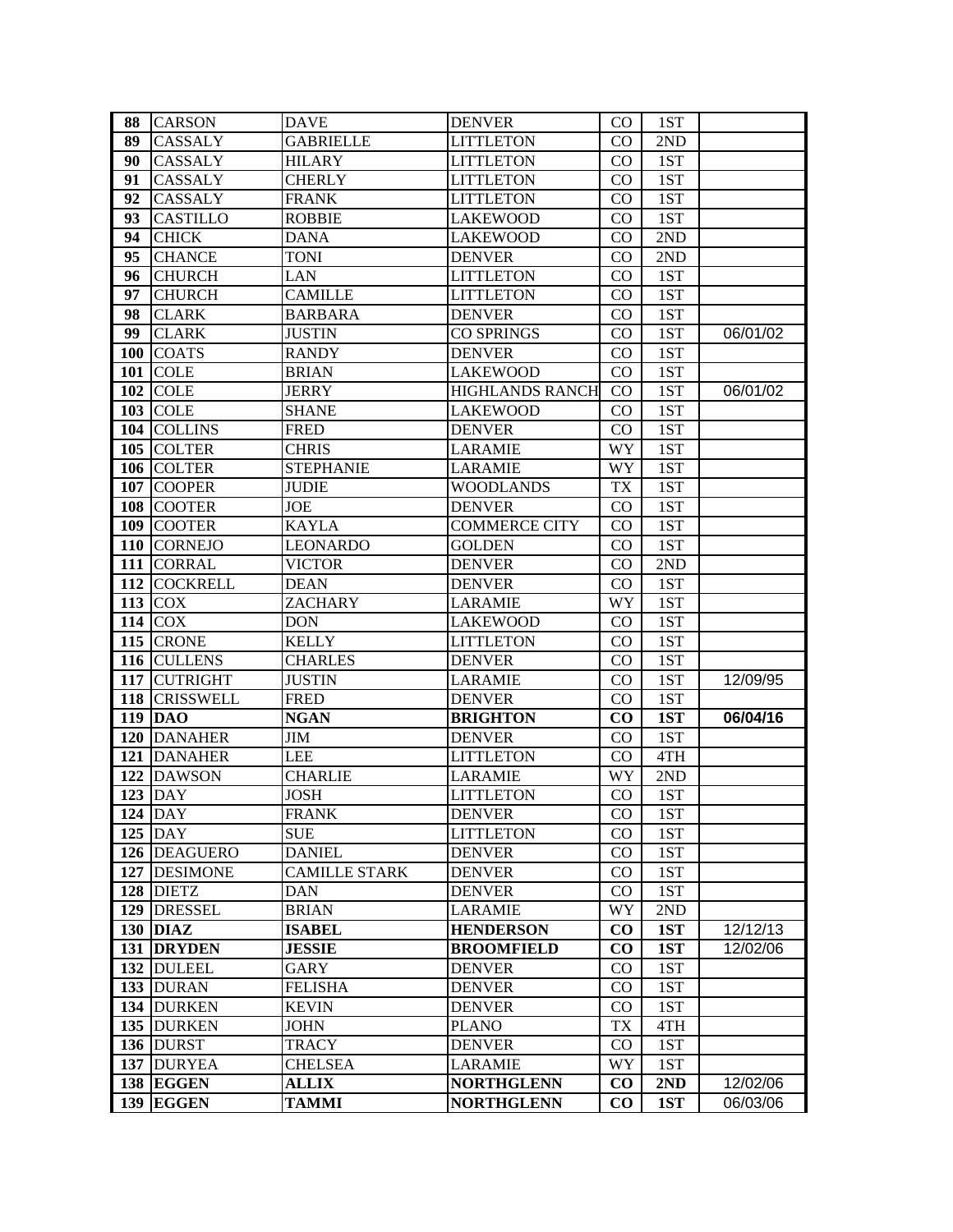| 88 | CARSON | DAVE | DENVER | CO | 1ST | |
|---|---|---|---|---|---|---|
| 89 | CASSALY | GABRIELLE | LITTLETON | CO | 2ND | |
| 90 | CASSALY | HILARY | LITTLETON | CO | 1ST | |
| 91 | CASSALY | CHERLY | LITTLETON | CO | 1ST | |
| 92 | CASSALY | FRANK | LITTLETON | CO | 1ST | |
| 93 | CASTILLO | ROBBIE | LAKEWOOD | CO | 1ST | |
| 94 | CHICK | DANA | LAKEWOOD | CO | 2ND | |
| 95 | CHANCE | TONI | DENVER | CO | 2ND | |
| 96 | CHURCH | LAN | LITTLETON | CO | 1ST | |
| 97 | CHURCH | CAMILLE | LITTLETON | CO | 1ST | |
| 98 | CLARK | BARBARA | DENVER | CO | 1ST | |
| 99 | CLARK | JUSTIN | CO SPRINGS | CO | 1ST | 06/01/02 |
| 100 | COATS | RANDY | DENVER | CO | 1ST | |
| 101 | COLE | BRIAN | LAKEWOOD | CO | 1ST | |
| 102 | COLE | JERRY | HIGHLANDS RANCH | CO | 1ST | 06/01/02 |
| 103 | COLE | SHANE | LAKEWOOD | CO | 1ST | |
| 104 | COLLINS | FRED | DENVER | CO | 1ST | |
| 105 | COLTER | CHRIS | LARAMIE | WY | 1ST | |
| 106 | COLTER | STEPHANIE | LARAMIE | WY | 1ST | |
| 107 | COOPER | JUDIE | WOODLANDS | TX | 1ST | |
| 108 | COOTER | JOE | DENVER | CO | 1ST | |
| 109 | COOTER | KAYLA | COMMERCE CITY | CO | 1ST | |
| 110 | CORNEJO | LEONARDO | GOLDEN | CO | 1ST | |
| 111 | CORRAL | VICTOR | DENVER | CO | 2ND | |
| 112 | COCKRELL | DEAN | DENVER | CO | 1ST | |
| 113 | COX | ZACHARY | LARAMIE | WY | 1ST | |
| 114 | COX | DON | LAKEWOOD | CO | 1ST | |
| 115 | CRONE | KELLY | LITTLETON | CO | 1ST | |
| 116 | CULLENS | CHARLES | DENVER | CO | 1ST | |
| 117 | CUTRIGHT | JUSTIN | LARAMIE | CO | 1ST | 12/09/95 |
| 118 | CRISSWELL | FRED | DENVER | CO | 1ST | |
| **119** | **DAO** | **NGAN** | **BRIGHTON** | **CO** | **1ST** | **06/04/16** |
| 120 | DANAHER | JIM | DENVER | CO | 1ST | |
| 121 | DANAHER | LEE | LITTLETON | CO | 4TH | |
| 122 | DAWSON | CHARLIE | LARAMIE | WY | 2ND | |
| 123 | DAY | JOSH | LITTLETON | CO | 1ST | |
| 124 | DAY | FRANK | DENVER | CO | 1ST | |
| 125 | DAY | SUE | LITTLETON | CO | 1ST | |
| 126 | DEAGUERO | DANIEL | DENVER | CO | 1ST | |
| 127 | DESIMONE | CAMILLE STARK | DENVER | CO | 1ST | |
| 128 | DIETZ | DAN | DENVER | CO | 1ST | |
| 129 | DRESSEL | BRIAN | LARAMIE | WY | 2ND | |
| **130** | **DIAZ** | **ISABEL** | **HENDERSON** | **CO** | **1ST** | 12/12/13 |
| **131** | **DRYDEN** | **JESSIE** | **BROOMFIELD** | **CO** | **1ST** | 12/02/06 |
| 132 | DULEEL | GARY | DENVER | CO | 1ST | |
| 133 | DURAN | FELISHA | DENVER | CO | 1ST | |
| 134 | DURKEN | KEVIN | DENVER | CO | 1ST | |
| 135 | DURKEN | JOHN | PLANO | TX | 4TH | |
| 136 | DURST | TRACY | DENVER | CO | 1ST | |
| 137 | DURYEA | CHELSEA | LARAMIE | WY | 1ST | |
| **138** | **EGGEN** | **ALLIX** | **NORTHGLENN** | **CO** | **2ND** | 12/02/06 |
| **139** | **EGGEN** | **TAMMI** | **NORTHGLENN** | **CO** | **1ST** | 06/03/06 |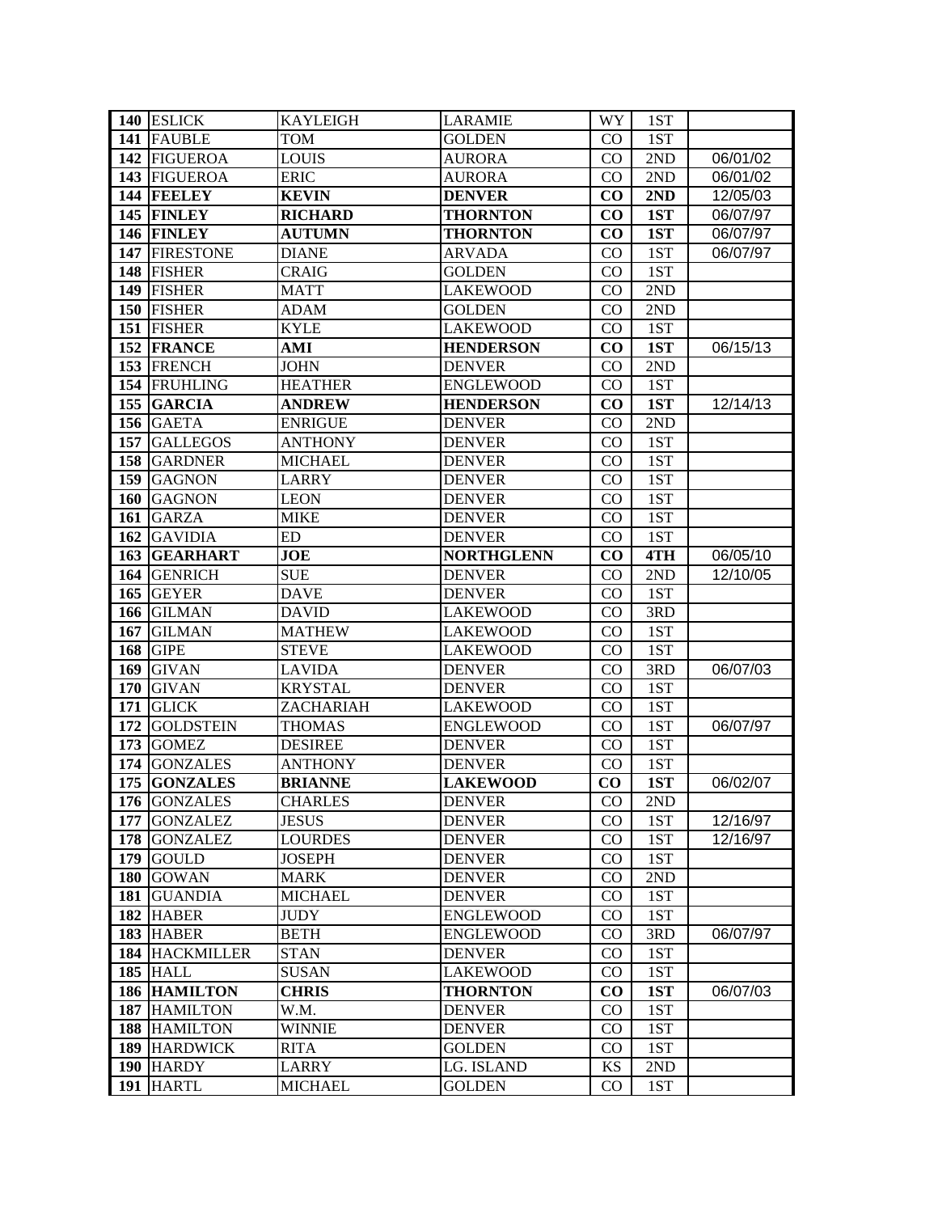| | | | | | | |
|---|---|---|---|---|---|---|
| **140** | ESLICK | KAYLEIGH | LARAMIE | WY | 1ST | |
| **141** | FAUBLE | TOM | GOLDEN | CO | 1ST | |
| **142** | FIGUEROA | LOUIS | AURORA | CO | 2ND | 06/01/02 |
| **143** | FIGUEROA | ERIC | AURORA | CO | 2ND | 06/01/02 |
| **144** | **FEELEY** | **KEVIN** | **DENVER** | **CO** | **2ND** | 12/05/03 |
| **145** | **FINLEY** | **RICHARD** | **THORNTON** | **CO** | **1ST** | 06/07/97 |
| **146** | **FINLEY** | **AUTUMN** | **THORNTON** | **CO** | **1ST** | 06/07/97 |
| **147** | FIRESTONE | DIANE | ARVADA | CO | 1ST | 06/07/97 |
| **148** | FISHER | CRAIG | GOLDEN | CO | 1ST | |
| **149** | FISHER | MATT | LAKEWOOD | CO | 2ND | |
| **150** | FISHER | ADAM | GOLDEN | CO | 2ND | |
| **151** | FISHER | KYLE | LAKEWOOD | CO | 1ST | |
| **152** | **FRANCE** | **AMI** | **HENDERSON** | **CO** | **1ST** | 06/15/13 |
| **153** | FRENCH | JOHN | DENVER | CO | 2ND | |
| **154** | FRUHLING | HEATHER | ENGLEWOOD | CO | 1ST | |
| **155** | **GARCIA** | **ANDREW** | **HENDERSON** | **CO** | **1ST** | 12/14/13 |
| **156** | GAETA | ENRIGUE | DENVER | CO | 2ND | |
| **157** | GALLEGOS | ANTHONY | DENVER | CO | 1ST | |
| **158** | GARDNER | MICHAEL | DENVER | CO | 1ST | |
| **159** | GAGNON | LARRY | DENVER | CO | 1ST | |
| **160** | GAGNON | LEON | DENVER | CO | 1ST | |
| **161** | GARZA | MIKE | DENVER | CO | 1ST | |
| **162** | GAVIDIA | ED | DENVER | CO | 1ST | |
| **163** | **GEARHART** | **JOE** | **NORTHGLENN** | **CO** | **4TH** | 06/05/10 |
| **164** | GENRICH | SUE | DENVER | CO | 2ND | 12/10/05 |
| **165** | GEYER | DAVE | DENVER | CO | 1ST | |
| **166** | GILMAN | DAVID | LAKEWOOD | CO | 3RD | |
| **167** | GILMAN | MATHEW | LAKEWOOD | CO | 1ST | |
| **168** | GIPE | STEVE | LAKEWOOD | CO | 1ST | |
| **169** | GIVAN | LAVIDA | DENVER | CO | 3RD | 06/07/03 |
| **170** | GIVAN | KRYSTAL | DENVER | CO | 1ST | |
| **171** | GLICK | ZACHARIAH | LAKEWOOD | CO | 1ST | |
| **172** | GOLDSTEIN | THOMAS | ENGLEWOOD | CO | 1ST | 06/07/97 |
| **173** | GOMEZ | DESIREE | DENVER | CO | 1ST | |
| **174** | GONZALES | ANTHONY | DENVER | CO | 1ST | |
| **175** | **GONZALES** | **BRIANNE** | **LAKEWOOD** | **CO** | **1ST** | 06/02/07 |
| **176** | GONZALES | CHARLES | DENVER | CO | 2ND | |
| **177** | GONZALEZ | JESUS | DENVER | CO | 1ST | 12/16/97 |
| **178** | GONZALEZ | LOURDES | DENVER | CO | 1ST | 12/16/97 |
| **179** | GOULD | JOSEPH | DENVER | CO | 1ST | |
| **180** | GOWAN | MARK | DENVER | CO | 2ND | |
| **181** | GUANDIA | MICHAEL | DENVER | CO | 1ST | |
| **182** | HABER | JUDY | ENGLEWOOD | CO | 1ST | |
| **183** | HABER | BETH | ENGLEWOOD | CO | 3RD | 06/07/97 |
| **184** | HACKMILLER | STAN | DENVER | CO | 1ST | |
| **185** | HALL | SUSAN | LAKEWOOD | CO | 1ST | |
| **186** | **HAMILTON** | **CHRIS** | **THORNTON** | **CO** | **1ST** | 06/07/03 |
| **187** | HAMILTON | W.M. | DENVER | CO | 1ST | |
| **188** | HAMILTON | WINNIE | DENVER | CO | 1ST | |
| **189** | HARDWICK | RITA | GOLDEN | CO | 1ST | |
| **190** | HARDY | LARRY | LG. ISLAND | KS | 2ND | |
| **191** | HARTL | MICHAEL | GOLDEN | CO | 1ST | |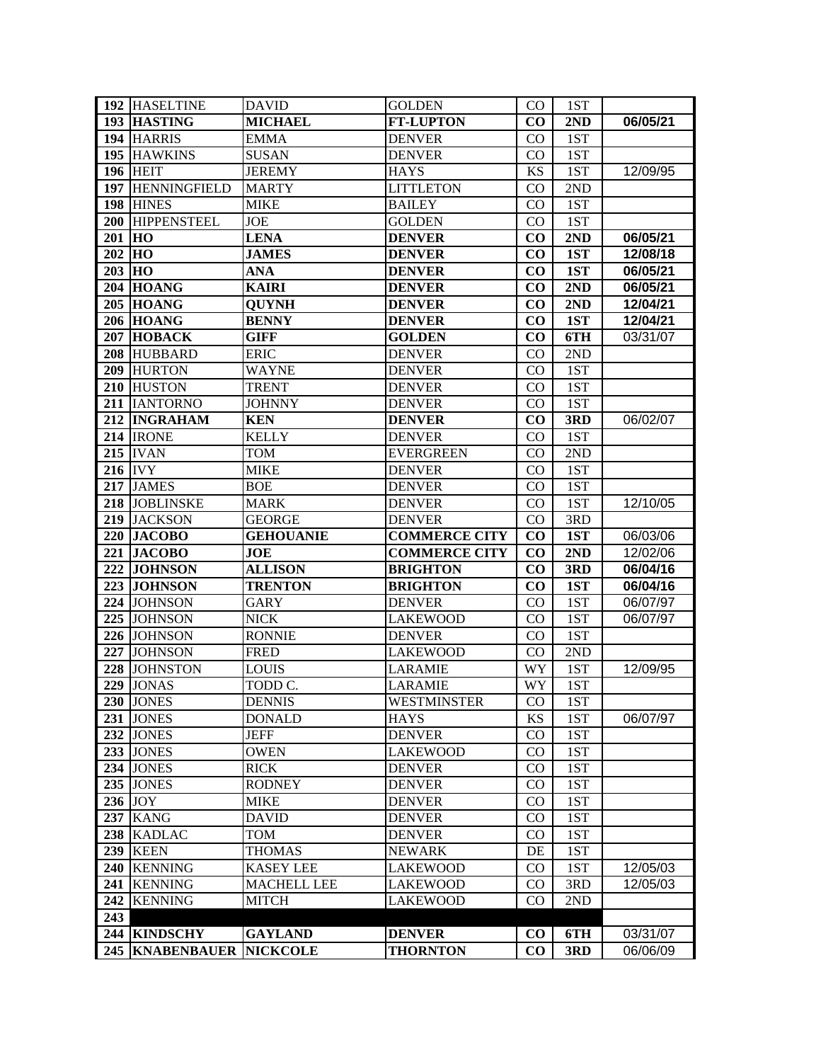| | | | | | | |
|---|---|---|---|---|---|---|
| 192 | HASELTINE | DAVID | GOLDEN | CO | 1ST | |
| 193 | **HASTING** | **MICHAEL** | **FT-LUPTON** | **CO** | **2ND** | **06/05/21** |
| 194 | HARRIS | EMMA | DENVER | CO | 1ST | |
| 195 | HAWKINS | SUSAN | DENVER | CO | 1ST | |
| 196 | HEIT | JEREMY | HAYS | KS | 1ST | 12/09/95 |
| 197 | HENNINGFIELD | MARTY | LITTLETON | CO | 2ND | |
| 198 | HINES | MIKE | BAILEY | CO | 1ST | |
| 200 | HIPPENSTEEL | JOE | GOLDEN | CO | 1ST | |
| 201 | **HO** | **LENA** | **DENVER** | **CO** | **2ND** | **06/05/21** |
| 202 | **HO** | **JAMES** | **DENVER** | **CO** | **1ST** | **12/08/18** |
| 203 | **HO** | **ANA** | **DENVER** | **CO** | **1ST** | **06/05/21** |
| 204 | **HOANG** | **KAIRI** | **DENVER** | **CO** | **2ND** | **06/05/21** |
| 205 | **HOANG** | **QUYNH** | **DENVER** | **CO** | **2ND** | **12/04/21** |
| 206 | **HOANG** | **BENNY** | **DENVER** | **CO** | **1ST** | **12/04/21** |
| 207 | **HOBACK** | **GIFF** | **GOLDEN** | **CO** | **6TH** | 03/31/07 |
| 208 | HUBBARD | ERIC | DENVER | CO | 2ND | |
| 209 | HURTON | WAYNE | DENVER | CO | 1ST | |
| 210 | HUSTON | TRENT | DENVER | CO | 1ST | |
| 211 | IANTORNO | JOHNNY | DENVER | CO | 1ST | |
| 212 | **INGRAHAM** | **KEN** | **DENVER** | **CO** | **3RD** | 06/02/07 |
| 214 | IRONE | KELLY | DENVER | CO | 1ST | |
| 215 | IVAN | TOM | EVERGREEN | CO | 2ND | |
| 216 | IVY | MIKE | DENVER | CO | 1ST | |
| 217 | JAMES | BOE | DENVER | CO | 1ST | |
| 218 | JOBLINSKE | MARK | DENVER | CO | 1ST | 12/10/05 |
| 219 | JACKSON | GEORGE | DENVER | CO | 3RD | |
| 220 | **JACOBO** | **GEHOUANIE** | **COMMERCE CITY** | **CO** | **1ST** | 06/03/06 |
| 221 | **JACOBO** | **JOE** | **COMMERCE CITY** | **CO** | **2ND** | 12/02/06 |
| 222 | **JOHNSON** | **ALLISON** | **BRIGHTON** | **CO** | **3RD** | **06/04/16** |
| 223 | **JOHNSON** | **TRENTON** | **BRIGHTON** | **CO** | **1ST** | **06/04/16** |
| 224 | JOHNSON | GARY | DENVER | CO | 1ST | 06/07/97 |
| 225 | JOHNSON | NICK | LAKEWOOD | CO | 1ST | 06/07/97 |
| 226 | JOHNSON | RONNIE | DENVER | CO | 1ST | |
| 227 | JOHNSON | FRED | LAKEWOOD | CO | 2ND | |
| 228 | JOHNSTON | LOUIS | LARAMIE | WY | 1ST | 12/09/95 |
| 229 | JONAS | TODD C. | LARAMIE | WY | 1ST | |
| 230 | JONES | DENNIS | WESTMINSTER | CO | 1ST | |
| 231 | JONES | DONALD | HAYS | KS | 1ST | 06/07/97 |
| 232 | JONES | JEFF | DENVER | CO | 1ST | |
| 233 | JONES | OWEN | LAKEWOOD | CO | 1ST | |
| 234 | JONES | RICK | DENVER | CO | 1ST | |
| 235 | JONES | RODNEY | DENVER | CO | 1ST | |
| 236 | JOY | MIKE | DENVER | CO | 1ST | |
| 237 | KANG | DAVID | DENVER | CO | 1ST | |
| 238 | KADLAC | TOM | DENVER | CO | 1ST | |
| 239 | KEEN | THOMAS | NEWARK | DE | 1ST | |
| 240 | KENNING | KASEY LEE | LAKEWOOD | CO | 1ST | 12/05/03 |
| 241 | KENNING | MACHELL LEE | LAKEWOOD | CO | 3RD | 12/05/03 |
| 242 | KENNING | MITCH | LAKEWOOD | CO | 2ND | |
| 243 | | | | | | |
| 244 | **KINDSCHY** | **GAYLAND** | **DENVER** | **CO** | **6TH** | 03/31/07 |
| 245 | **KNABENBAUER** | **NICKCOLE** | **THORNTON** | **CO** | **3RD** | 06/06/09 |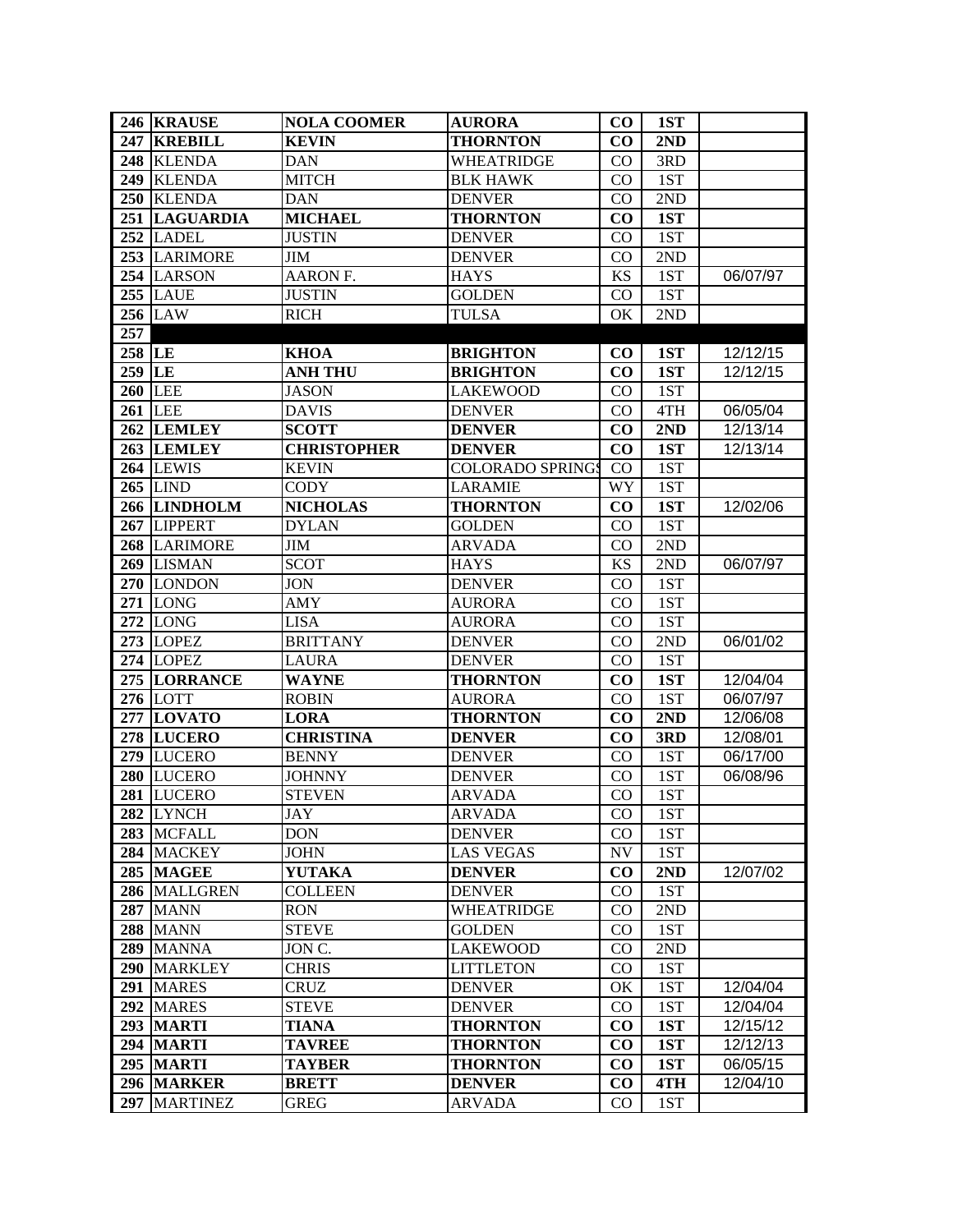| | | | | | | |
|---|---|---|---|---|---|---|
| **246** | **KRAUSE** | **NOLA COOMER** | **AURORA** | **CO** | **1ST** | |
| **247** | **KREBILL** | **KEVIN** | **THORNTON** | **CO** | **2ND** | |
| **248** | KLENDA | DAN | WHEATRIDGE | CO | 3RD | |
| **249** | KLENDA | MITCH | BLK HAWK | CO | 1ST | |
| **250** | KLENDA | DAN | DENVER | CO | 2ND | |
| **251** | **LAGUARDIA** | **MICHAEL** | **THORNTON** | **CO** | **1ST** | |
| **252** | LADEL | JUSTIN | DENVER | CO | 1ST | |
| **253** | LARIMORE | JIM | DENVER | CO | 2ND | |
| **254** | LARSON | AARON F. | HAYS | KS | 1ST | 06/07/97 |
| **255** | LAUE | JUSTIN | GOLDEN | CO | 1ST | |
| **256** | LAW | RICH | TULSA | OK | 2ND | |
| **257** | | | | | | |
| **258** | **LE** | **KHOA** | **BRIGHTON** | **CO** | **1ST** | 12/12/15 |
| **259** | **LE** | **ANH THU** | **BRIGHTON** | **CO** | **1ST** | 12/12/15 |
| **260** | LEE | JASON | LAKEWOOD | CO | 1ST | |
| **261** | LEE | DAVIS | DENVER | CO | 4TH | 06/05/04 |
| **262** | **LEMLEY** | **SCOTT** | **DENVER** | **CO** | **2ND** | 12/13/14 |
| **263** | **LEMLEY** | **CHRISTOPHER** | **DENVER** | **CO** | **1ST** | 12/13/14 |
| **264** | LEWIS | KEVIN | COLORADO SPRINGS | CO | 1ST | |
| **265** | LIND | CODY | LARAMIE | WY | 1ST | |
| **266** | **LINDHOLM** | **NICHOLAS** | **THORNTON** | **CO** | **1ST** | 12/02/06 |
| **267** | LIPPERT | DYLAN | GOLDEN | CO | 1ST | |
| **268** | LARIMORE | JIM | ARVADA | CO | 2ND | |
| **269** | LISMAN | SCOT | HAYS | KS | 2ND | 06/07/97 |
| **270** | LONDON | JON | DENVER | CO | 1ST | |
| **271** | LONG | AMY | AURORA | CO | 1ST | |
| **272** | LONG | LISA | AURORA | CO | 1ST | |
| **273** | LOPEZ | BRITTANY | DENVER | CO | 2ND | 06/01/02 |
| **274** | LOPEZ | LAURA | DENVER | CO | 1ST | |
| **275** | **LORRANCE** | **WAYNE** | **THORNTON** | **CO** | **1ST** | 12/04/04 |
| **276** | LOTT | ROBIN | AURORA | CO | 1ST | 06/07/97 |
| **277** | **LOVATO** | **LORA** | **THORNTON** | **CO** | **2ND** | 12/06/08 |
| **278** | **LUCERO** | **CHRISTINA** | **DENVER** | **CO** | **3RD** | 12/08/01 |
| **279** | LUCERO | BENNY | DENVER | CO | 1ST | 06/17/00 |
| **280** | LUCERO | JOHNNY | DENVER | CO | 1ST | 06/08/96 |
| **281** | LUCERO | STEVEN | ARVADA | CO | 1ST | |
| **282** | LYNCH | JAY | ARVADA | CO | 1ST | |
| **283** | MCFALL | DON | DENVER | CO | 1ST | |
| **284** | MACKEY | JOHN | LAS VEGAS | NV | 1ST | |
| **285** | **MAGEE** | **YUTAKA** | **DENVER** | **CO** | **2ND** | 12/07/02 |
| **286** | MALLGREN | COLLEEN | DENVER | CO | 1ST | |
| **287** | MANN | RON | WHEATRIDGE | CO | 2ND | |
| **288** | MANN | STEVE | GOLDEN | CO | 1ST | |
| **289** | MANNA | JON C. | LAKEWOOD | CO | 2ND | |
| **290** | MARKLEY | CHRIS | LITTLETON | CO | 1ST | |
| **291** | MARES | CRUZ | DENVER | OK | 1ST | 12/04/04 |
| **292** | MARES | STEVE | DENVER | CO | 1ST | 12/04/04 |
| **293** | **MARTI** | **TIANA** | **THORNTON** | **CO** | **1ST** | 12/15/12 |
| **294** | **MARTI** | **TAVREE** | **THORNTON** | **CO** | **1ST** | 12/12/13 |
| **295** | **MARTI** | **TAYBER** | **THORNTON** | **CO** | **1ST** | 06/05/15 |
| **296** | **MARKER** | **BRETT** | **DENVER** | **CO** | **4TH** | 12/04/10 |
| **297** | MARTINEZ | GREG | ARVADA | CO | 1ST | |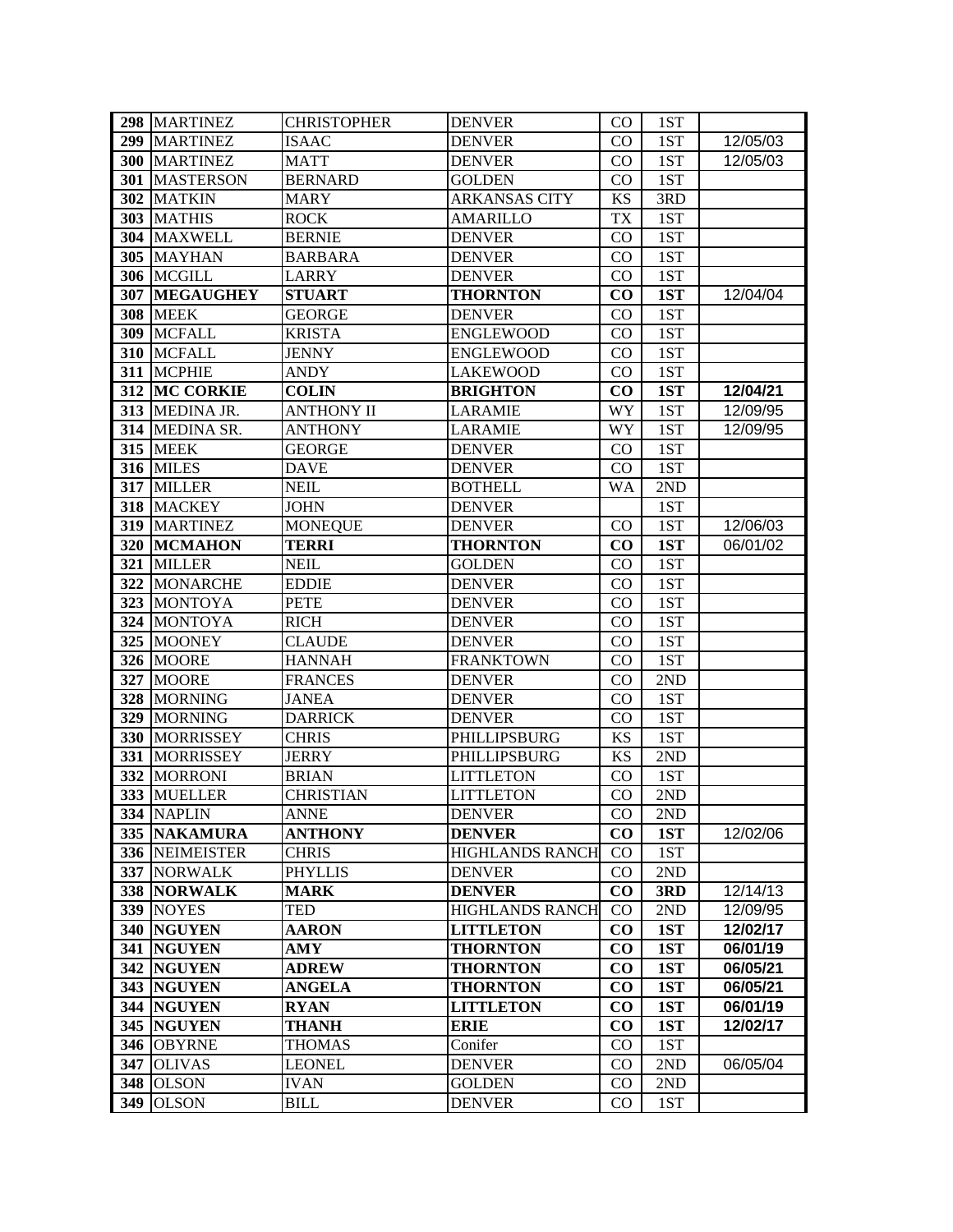| | | | | | | |
|---|---|---|---|---|---|---|
| **298** | MARTINEZ | CHRISTOPHER | DENVER | CO | 1ST | |
| **299** | MARTINEZ | ISAAC | DENVER | CO | 1ST | 12/05/03 |
| **300** | MARTINEZ | MATT | DENVER | CO | 1ST | 12/05/03 |
| **301** | MASTERSON | BERNARD | GOLDEN | CO | 1ST | |
| **302** | MATKIN | MARY | ARKANSAS CITY | KS | 3RD | |
| **303** | MATHIS | ROCK | AMARILLO | TX | 1ST | |
| **304** | MAXWELL | BERNIE | DENVER | CO | 1ST | |
| **305** | MAYHAN | BARBARA | DENVER | CO | 1ST | |
| **306** | MCGILL | LARRY | DENVER | CO | 1ST | |
| **307** | **MEGAUGHEY** | **STUART** | **THORNTON** | **CO** | **1ST** | 12/04/04 |
| **308** | MEEK | GEORGE | DENVER | CO | 1ST | |
| **309** | MCFALL | KRISTA | ENGLEWOOD | CO | 1ST | |
| **310** | MCFALL | JENNY | ENGLEWOOD | CO | 1ST | |
| **311** | MCPHIE | ANDY | LAKEWOOD | CO | 1ST | |
| **312** | **MC CORKIE** | **COLIN** | **BRIGHTON** | **CO** | **1ST** | **12/04/21** |
| **313** | MEDINA JR. | ANTHONY II | LARAMIE | WY | 1ST | 12/09/95 |
| **314** | MEDINA SR. | ANTHONY | LARAMIE | WY | 1ST | 12/09/95 |
| **315** | MEEK | GEORGE | DENVER | CO | 1ST | |
| **316** | MILES | DAVE | DENVER | CO | 1ST | |
| **317** | MILLER | NEIL | BOTHELL | WA | 2ND | |
| **318** | MACKEY | JOHN | DENVER | | 1ST | |
| **319** | MARTINEZ | MONEQUE | DENVER | CO | 1ST | 12/06/03 |
| **320** | **MCMAHON** | **TERRI** | **THORNTON** | **CO** | **1ST** | 06/01/02 |
| **321** | MILLER | NEIL | GOLDEN | CO | 1ST | |
| **322** | MONARCHE | EDDIE | DENVER | CO | 1ST | |
| **323** | MONTOYA | PETE | DENVER | CO | 1ST | |
| **324** | MONTOYA | RICH | DENVER | CO | 1ST | |
| **325** | MOONEY | CLAUDE | DENVER | CO | 1ST | |
| **326** | MOORE | HANNAH | FRANKTOWN | CO | 1ST | |
| **327** | MOORE | FRANCES | DENVER | CO | 2ND | |
| **328** | MORNING | JANEA | DENVER | CO | 1ST | |
| **329** | MORNING | DARRICK | DENVER | CO | 1ST | |
| **330** | MORRISSEY | CHRIS | PHILLIPSBURG | KS | 1ST | |
| **331** | MORRISSEY | JERRY | PHILLIPSBURG | KS | 2ND | |
| **332** | MORRONI | BRIAN | LITTLETON | CO | 1ST | |
| **333** | MUELLER | CHRISTIAN | LITTLETON | CO | 2ND | |
| **334** | NAPLIN | ANNE | DENVER | CO | 2ND | |
| **335** | **NAKAMURA** | **ANTHONY** | **DENVER** | **CO** | **1ST** | 12/02/06 |
| **336** | NEIMEISTER | CHRIS | HIGHLANDS RANCH | CO | 1ST | |
| **337** | NORWALK | PHYLLIS | DENVER | CO | 2ND | |
| **338** | **NORWALK** | **MARK** | **DENVER** | **CO** | **3RD** | 12/14/13 |
| **339** | NOYES | TED | HIGHLANDS RANCH | CO | 2ND | 12/09/95 |
| **340** | **NGUYEN** | **AARON** | **LITTLETON** | **CO** | **1ST** | **12/02/17** |
| **341** | **NGUYEN** | **AMY** | **THORNTON** | **CO** | **1ST** | **06/01/19** |
| **342** | **NGUYEN** | **ADREW** | **THORNTON** | **CO** | **1ST** | **06/05/21** |
| **343** | **NGUYEN** | **ANGELA** | **THORNTON** | **CO** | **1ST** | **06/05/21** |
| **344** | **NGUYEN** | **RYAN** | **LITTLETON** | **CO** | **1ST** | **06/01/19** |
| **345** | **NGUYEN** | **THANH** | **ERIE** | **CO** | **1ST** | **12/02/17** |
| **346** | OBYRNE | THOMAS | Conifer | CO | 1ST | |
| **347** | OLIVAS | LEONEL | DENVER | CO | 2ND | 06/05/04 |
| **348** | OLSON | IVAN | GOLDEN | CO | 2ND | |
| **349** | OLSON | BILL | DENVER | CO | 1ST | |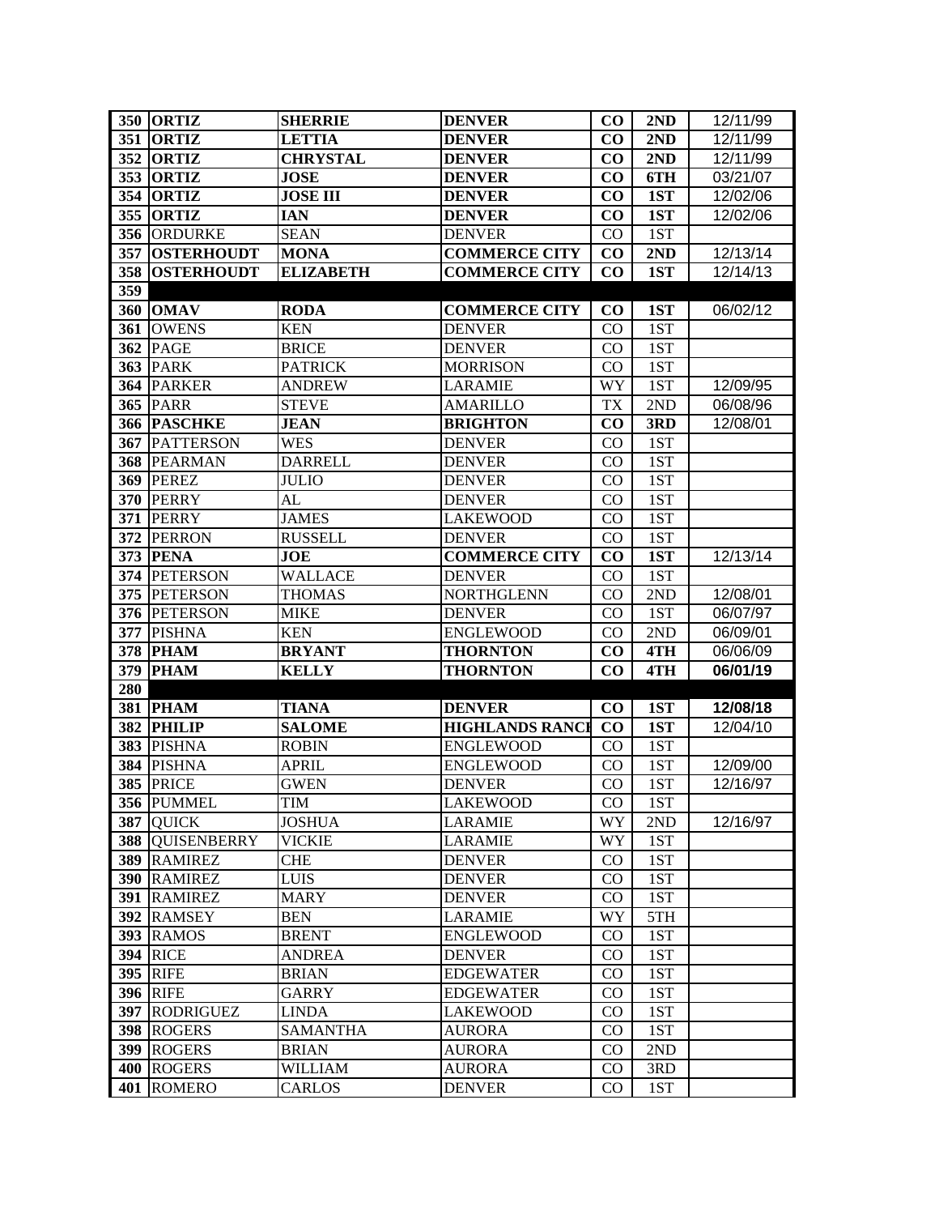| 350 | ORTIZ | SHERRIE | DENVER | CO | 2ND | 12/11/99 |
|---|---|---|---|---|---|---|
| 351 | ORTIZ | LETTIA | DENVER | CO | 2ND | 12/11/99 |
| 352 | ORTIZ | CHRYSTAL | DENVER | CO | 2ND | 12/11/99 |
| 353 | ORTIZ | JOSE | DENVER | CO | 6TH | 03/21/07 |
| 354 | ORTIZ | JOSE III | DENVER | CO | 1ST | 12/02/06 |
| 355 | ORTIZ | IAN | DENVER | CO | 1ST | 12/02/06 |
| 356 | ORDURKE | SEAN | DENVER | CO | 1ST | |
| 357 | OSTERHOUDT | MONA | COMMERCE CITY | CO | 2ND | 12/13/14 |
| 358 | OSTERHOUDT | ELIZABETH | COMMERCE CITY | CO | 1ST | 12/14/13 |
| 359 | | | | | | |
| 360 | OMAV | RODA | COMMERCE CITY | CO | 1ST | 06/02/12 |
| 361 | OWENS | KEN | DENVER | CO | 1ST | |
| 362 | PAGE | BRICE | DENVER | CO | 1ST | |
| 363 | PARK | PATRICK | MORRISON | CO | 1ST | |
| 364 | PARKER | ANDREW | LARAMIE | WY | 1ST | 12/09/95 |
| 365 | PARR | STEVE | AMARILLO | TX | 2ND | 06/08/96 |
| 366 | PASCHKE | JEAN | BRIGHTON | CO | 3RD | 12/08/01 |
| 367 | PATTERSON | WES | DENVER | CO | 1ST | |
| 368 | PEARMAN | DARRELL | DENVER | CO | 1ST | |
| 369 | PEREZ | JULIO | DENVER | CO | 1ST | |
| 370 | PERRY | AL | DENVER | CO | 1ST | |
| 371 | PERRY | JAMES | LAKEWOOD | CO | 1ST | |
| 372 | PERRON | RUSSELL | DENVER | CO | 1ST | |
| 373 | PENA | JOE | COMMERCE CITY | CO | 1ST | 12/13/14 |
| 374 | PETERSON | WALLACE | DENVER | CO | 1ST | |
| 375 | PETERSON | THOMAS | NORTHGLENN | CO | 2ND | 12/08/01 |
| 376 | PETERSON | MIKE | DENVER | CO | 1ST | 06/07/97 |
| 377 | PISHNA | KEN | ENGLEWOOD | CO | 2ND | 06/09/01 |
| 378 | PHAM | BRYANT | THORNTON | CO | 4TH | 06/06/09 |
| 379 | PHAM | KELLY | THORNTON | CO | 4TH | 06/01/19 |
| 280 | | | | | | |
| 381 | PHAM | TIANA | DENVER | CO | 1ST | 12/08/18 |
| 382 | PHILIP | SALOME | HIGHLANDS RANCH | CO | 1ST | 12/04/10 |
| 383 | PISHNA | ROBIN | ENGLEWOOD | CO | 1ST | |
| 384 | PISHNA | APRIL | ENGLEWOOD | CO | 1ST | 12/09/00 |
| 385 | PRICE | GWEN | DENVER | CO | 1ST | 12/16/97 |
| 356 | PUMMEL | TIM | LAKEWOOD | CO | 1ST | |
| 387 | QUICK | JOSHUA | LARAMIE | WY | 2ND | 12/16/97 |
| 388 | QUISENBERRY | VICKIE | LARAMIE | WY | 1ST | |
| 389 | RAMIREZ | CHE | DENVER | CO | 1ST | |
| 390 | RAMIREZ | LUIS | DENVER | CO | 1ST | |
| 391 | RAMIREZ | MARY | DENVER | CO | 1ST | |
| 392 | RAMSEY | BEN | LARAMIE | WY | 5TH | |
| 393 | RAMOS | BRENT | ENGLEWOOD | CO | 1ST | |
| 394 | RICE | ANDREA | DENVER | CO | 1ST | |
| 395 | RIFE | BRIAN | EDGEWATER | CO | 1ST | |
| 396 | RIFE | GARRY | EDGEWATER | CO | 1ST | |
| 397 | RODRIGUEZ | LINDA | LAKEWOOD | CO | 1ST | |
| 398 | ROGERS | SAMANTHA | AURORA | CO | 1ST | |
| 399 | ROGERS | BRIAN | AURORA | CO | 2ND | |
| 400 | ROGERS | WILLIAM | AURORA | CO | 3RD | |
| 401 | ROMERO | CARLOS | DENVER | CO | 1ST | |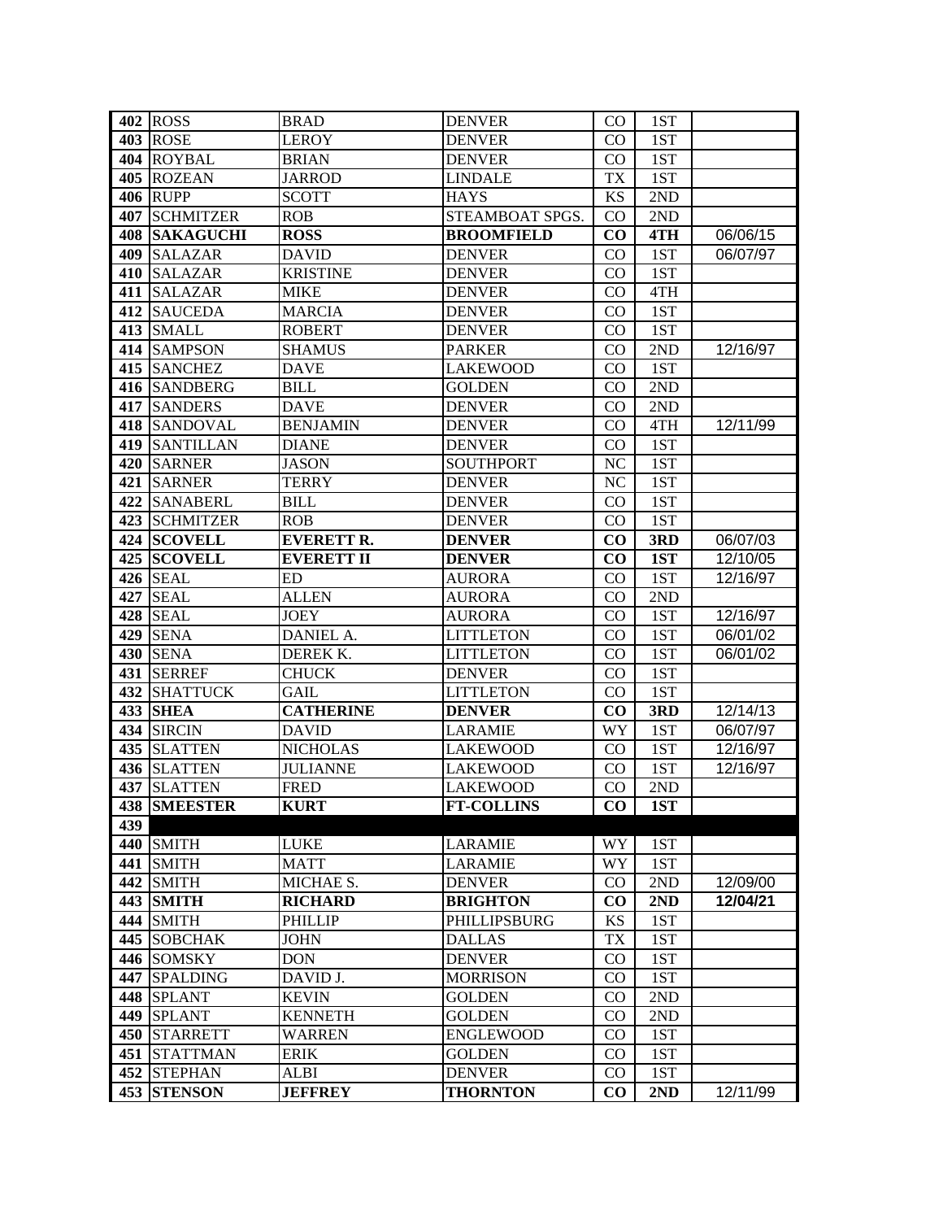| | | | | | | |
|---|---|---|---|---|---|---|
| 402 | ROSS | BRAD | DENVER | CO | 1ST | |
| 403 | ROSE | LEROY | DENVER | CO | 1ST | |
| 404 | ROYBAL | BRIAN | DENVER | CO | 1ST | |
| 405 | ROZEAN | JARROD | LINDALE | TX | 1ST | |
| 406 | RUPP | SCOTT | HAYS | KS | 2ND | |
| 407 | SCHMITZER | ROB | STEAMBOAT SPGS. | CO | 2ND | |
| **408** | **SAKAGUCHI** | **ROSS** | **BROOMFIELD** | **CO** | **4TH** | 06/06/15 |
| 409 | SALAZAR | DAVID | DENVER | CO | 1ST | 06/07/97 |
| 410 | SALAZAR | KRISTINE | DENVER | CO | 1ST | |
| 411 | SALAZAR | MIKE | DENVER | CO | 4TH | |
| 412 | SAUCEDA | MARCIA | DENVER | CO | 1ST | |
| 413 | SMALL | ROBERT | DENVER | CO | 1ST | |
| 414 | SAMPSON | SHAMUS | PARKER | CO | 2ND | 12/16/97 |
| 415 | SANCHEZ | DAVE | LAKEWOOD | CO | 1ST | |
| 416 | SANDBERG | BILL | GOLDEN | CO | 2ND | |
| 417 | SANDERS | DAVE | DENVER | CO | 2ND | |
| 418 | SANDOVAL | BENJAMIN | DENVER | CO | 4TH | 12/11/99 |
| 419 | SANTILLAN | DIANE | DENVER | CO | 1ST | |
| 420 | SARNER | JASON | SOUTHPORT | NC | 1ST | |
| 421 | SARNER | TERRY | DENVER | NC | 1ST | |
| 422 | SANABERL | BILL | DENVER | CO | 1ST | |
| 423 | SCHMITZER | ROB | DENVER | CO | 1ST | |
| **424** | **SCOVELL** | **EVERETT R.** | **DENVER** | **CO** | **3RD** | 06/07/03 |
| **425** | **SCOVELL** | **EVERETT II** | **DENVER** | **CO** | **1ST** | 12/10/05 |
| 426 | SEAL | ED | AURORA | CO | 1ST | 12/16/97 |
| 427 | SEAL | ALLEN | AURORA | CO | 2ND | |
| 428 | SEAL | JOEY | AURORA | CO | 1ST | 12/16/97 |
| 429 | SENA | DANIEL A. | LITTLETON | CO | 1ST | 06/01/02 |
| 430 | SENA | DEREK K. | LITTLETON | CO | 1ST | 06/01/02 |
| 431 | SERREF | CHUCK | DENVER | CO | 1ST | |
| 432 | SHATTUCK | GAIL | LITTLETON | CO | 1ST | |
| **433** | **SHEA** | **CATHERINE** | **DENVER** | **CO** | **3RD** | 12/14/13 |
| 434 | SIRCIN | DAVID | LARAMIE | WY | 1ST | 06/07/97 |
| 435 | SLATTEN | NICHOLAS | LAKEWOOD | CO | 1ST | 12/16/97 |
| 436 | SLATTEN | JULIANNE | LAKEWOOD | CO | 1ST | 12/16/97 |
| 437 | SLATTEN | FRED | LAKEWOOD | CO | 2ND | |
| **438** | **SMEESTER** | **KURT** | **FT-COLLINS** | **CO** | **1ST** | |
| 439 | | | | | | |
| 440 | SMITH | LUKE | LARAMIE | WY | 1ST | |
| 441 | SMITH | MATT | LARAMIE | WY | 1ST | |
| 442 | SMITH | MICHAE S. | DENVER | CO | 2ND | 12/09/00 |
| **443** | **SMITH** | **RICHARD** | **BRIGHTON** | **CO** | **2ND** | **12/04/21** |
| 444 | SMITH | PHILLIP | PHILLIPSBURG | KS | 1ST | |
| 445 | SOBCHAK | JOHN | DALLAS | TX | 1ST | |
| 446 | SOMSKY | DON | DENVER | CO | 1ST | |
| 447 | SPALDING | DAVID J. | MORRISON | CO | 1ST | |
| 448 | SPLANT | KEVIN | GOLDEN | CO | 2ND | |
| 449 | SPLANT | KENNETH | GOLDEN | CO | 2ND | |
| 450 | STARRETT | WARREN | ENGLEWOOD | CO | 1ST | |
| 451 | STATTMAN | ERIK | GOLDEN | CO | 1ST | |
| 452 | STEPHAN | ALBI | DENVER | CO | 1ST | |
| **453** | **STENSON** | **JEFFREY** | **THORNTON** | **CO** | **2ND** | 12/11/99 |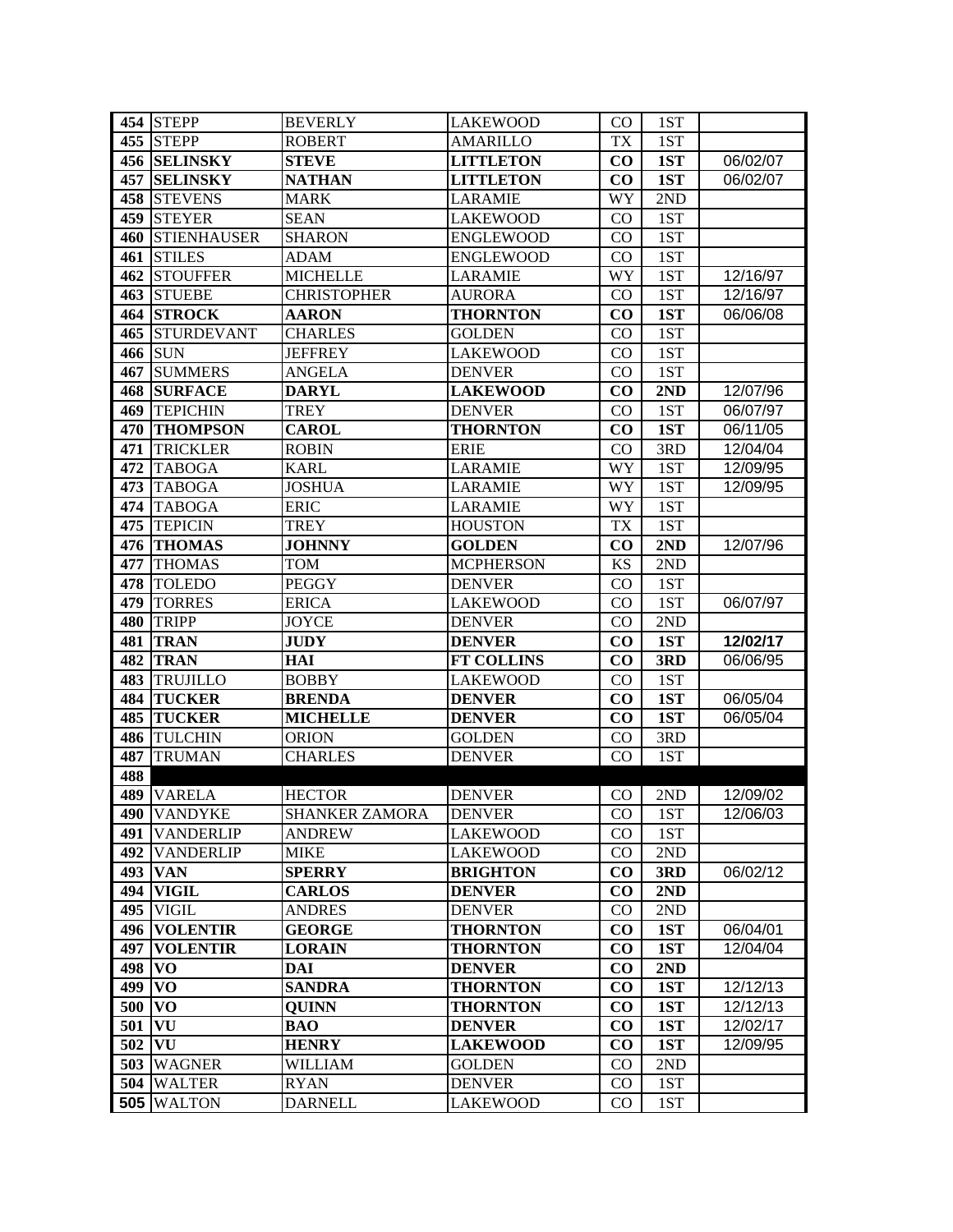| | | | | | | |
|---|---|---|---|---|---|---|
| 454 | STEPP | BEVERLY | LAKEWOOD | CO | 1ST | |
| 455 | STEPP | ROBERT | AMARILLO | TX | 1ST | |
| 456 | **SELINSKY** | **STEVE** | **LITTLETON** | **CO** | **1ST** | 06/02/07 |
| 457 | **SELINSKY** | **NATHAN** | **LITTLETON** | **CO** | **1ST** | 06/02/07 |
| 458 | STEVENS | MARK | LARAMIE | WY | 2ND | |
| 459 | STEYER | SEAN | LAKEWOOD | CO | 1ST | |
| 460 | STIENHAUSER | SHARON | ENGLEWOOD | CO | 1ST | |
| 461 | STILES | ADAM | ENGLEWOOD | CO | 1ST | |
| 462 | STOUFFER | MICHELLE | LARAMIE | WY | 1ST | 12/16/97 |
| 463 | STUEBE | CHRISTOPHER | AURORA | CO | 1ST | 12/16/97 |
| 464 | **STROCK** | **AARON** | **THORNTON** | **CO** | **1ST** | 06/06/08 |
| 465 | STURDEVANT | CHARLES | GOLDEN | CO | 1ST | |
| 466 | SUN | JEFFREY | LAKEWOOD | CO | 1ST | |
| 467 | SUMMERS | ANGELA | DENVER | CO | 1ST | |
| 468 | **SURFACE** | **DARYL** | **LAKEWOOD** | **CO** | **2ND** | 12/07/96 |
| 469 | TEPICHIN | TREY | DENVER | CO | 1ST | 06/07/97 |
| 470 | **THOMPSON** | **CAROL** | **THORNTON** | **CO** | **1ST** | 06/11/05 |
| 471 | TRICKLER | ROBIN | ERIE | CO | 3RD | 12/04/04 |
| 472 | TABOGA | KARL | LARAMIE | WY | 1ST | 12/09/95 |
| 473 | TABOGA | JOSHUA | LARAMIE | WY | 1ST | 12/09/95 |
| 474 | TABOGA | ERIC | LARAMIE | WY | 1ST | |
| 475 | TEPICIN | TREY | HOUSTON | TX | 1ST | |
| 476 | **THOMAS** | **JOHNNY** | **GOLDEN** | **CO** | **2ND** | 12/07/96 |
| 477 | THOMAS | TOM | MCPHERSON | KS | 2ND | |
| 478 | TOLEDO | PEGGY | DENVER | CO | 1ST | |
| 479 | TORRES | ERICA | LAKEWOOD | CO | 1ST | 06/07/97 |
| 480 | TRIPP | JOYCE | DENVER | CO | 2ND | |
| 481 | **TRAN** | **JUDY** | **DENVER** | **CO** | **1ST** | **12/02/17** |
| 482 | **TRAN** | **HAI** | **FT COLLINS** | **CO** | **3RD** | 06/06/95 |
| 483 | TRUJILLO | BOBBY | LAKEWOOD | CO | 1ST | |
| 484 | **TUCKER** | **BRENDA** | **DENVER** | **CO** | **1ST** | 06/05/04 |
| 485 | **TUCKER** | **MICHELLE** | **DENVER** | **CO** | **1ST** | 06/05/04 |
| 486 | TULCHIN | ORION | GOLDEN | CO | 3RD | |
| 487 | TRUMAN | CHARLES | DENVER | CO | 1ST | |
| 488 | | | | | | |
| 489 | VARELA | HECTOR | DENVER | CO | 2ND | 12/09/02 |
| 490 | VANDYKE | SHANKER ZAMORA | DENVER | CO | 1ST | 12/06/03 |
| 491 | VANDERLIP | ANDREW | LAKEWOOD | CO | 1ST | |
| 492 | VANDERLIP | MIKE | LAKEWOOD | CO | 2ND | |
| 493 | **VAN** | **SPERRY** | **BRIGHTON** | **CO** | **3RD** | 06/02/12 |
| 494 | **VIGIL** | **CARLOS** | **DENVER** | **CO** | **2ND** | |
| 495 | VIGIL | ANDRES | DENVER | CO | 2ND | |
| 496 | **VOLENTIR** | **GEORGE** | **THORNTON** | **CO** | **1ST** | 06/04/01 |
| 497 | **VOLENTIR** | **LORAIN** | **THORNTON** | **CO** | **1ST** | 12/04/04 |
| 498 | **VO** | **DAI** | **DENVER** | **CO** | **2ND** | |
| 499 | **VO** | **SANDRA** | **THORNTON** | **CO** | **1ST** | 12/12/13 |
| 500 | **VO** | **QUINN** | **THORNTON** | **CO** | **1ST** | 12/12/13 |
| 501 | **VU** | **BAO** | **DENVER** | **CO** | **1ST** | 12/02/17 |
| 502 | **VU** | **HENRY** | **LAKEWOOD** | **CO** | **1ST** | 12/09/95 |
| 503 | WAGNER | WILLIAM | GOLDEN | CO | 2ND | |
| 504 | WALTER | RYAN | DENVER | CO | 1ST | |
| 505 | WALTON | DARNELL | LAKEWOOD | CO | 1ST | |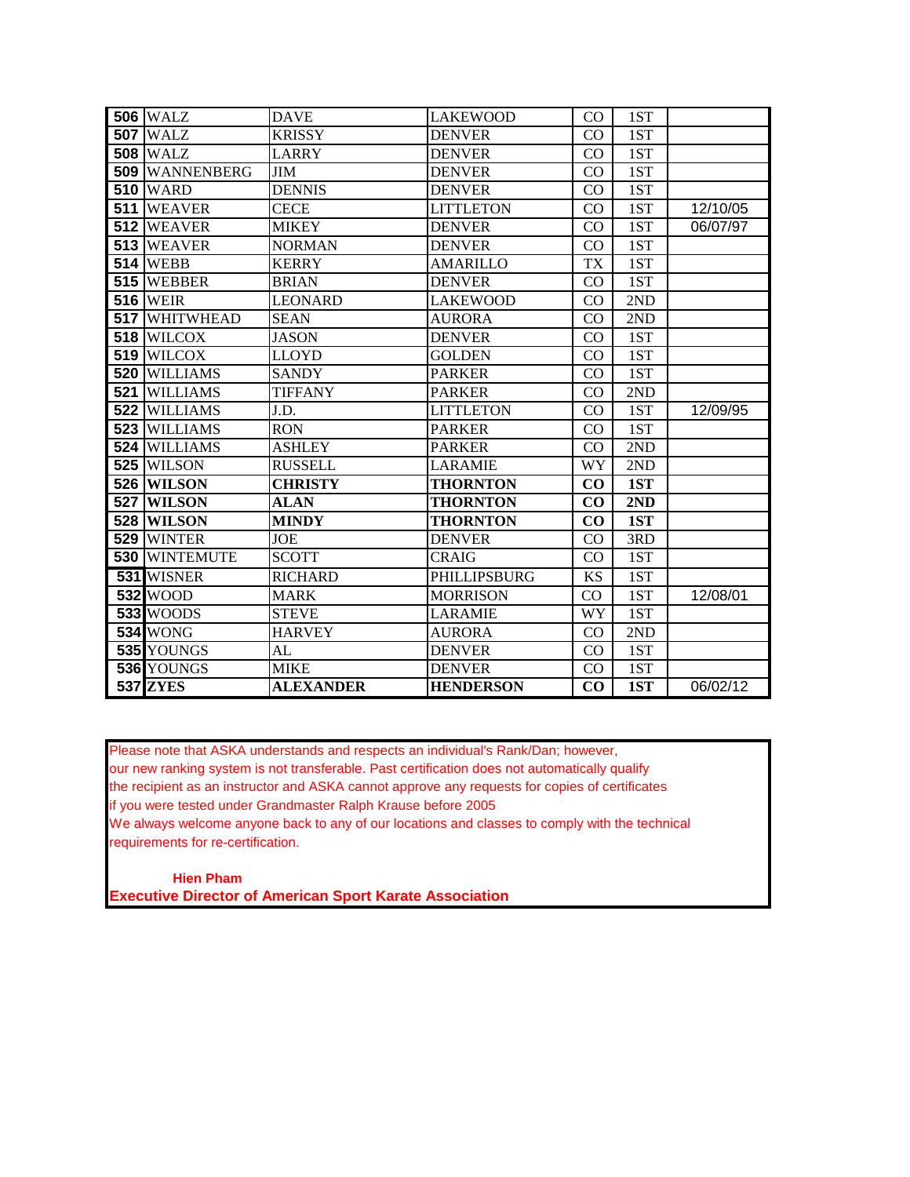| | | | | | | |
|---|---|---|---|---|---|---|
| **506** | WALZ | DAVE | LAKEWOOD | CO | 1ST | |
| **507** | WALZ | KRISSY | DENVER | CO | 1ST | |
| **508** | WALZ | LARRY | DENVER | CO | 1ST | |
| **509** | WANNENBERG | JIM | DENVER | CO | 1ST | |
| **510** | WARD | DENNIS | DENVER | CO | 1ST | |
| **511** | WEAVER | CECE | LITTLETON | CO | 1ST | 12/10/05 |
| **512** | WEAVER | MIKEY | DENVER | CO | 1ST | 06/07/97 |
| **513** | WEAVER | NORMAN | DENVER | CO | 1ST | |
| **514** | WEBB | KERRY | AMARILLO | TX | 1ST | |
| **515** | WEBBER | BRIAN | DENVER | CO | 1ST | |
| **516** | WEIR | LEONARD | LAKEWOOD | CO | 2ND | |
| **517** | WHITWHEAD | SEAN | AURORA | CO | 2ND | |
| **518** | WILCOX | JASON | DENVER | CO | 1ST | |
| **519** | WILCOX | LLOYD | GOLDEN | CO | 1ST | |
| **520** | WILLIAMS | SANDY | PARKER | CO | 1ST | |
| **521** | WILLIAMS | TIFFANY | PARKER | CO | 2ND | |
| **522** | WILLIAMS | J.D. | LITTLETON | CO | 1ST | 12/09/95 |
| **523** | WILLIAMS | RON | PARKER | CO | 1ST | |
| **524** | WILLIAMS | ASHLEY | PARKER | CO | 2ND | |
| **525** | WILSON | RUSSELL | LARAMIE | WY | 2ND | |
| **526** | **WILSON** | **CHRISTY** | **THORNTON** | **CO** | **1ST** | |
| **527** | **WILSON** | **ALAN** | **THORNTON** | **CO** | **2ND** | |
| **528** | **WILSON** | **MINDY** | **THORNTON** | **CO** | **1ST** | |
| **529** | WINTER | JOE | DENVER | CO | 3RD | |
| **530** | WINTEMUTE | SCOTT | CRAIG | CO | 1ST | |
| **531** | WISNER | RICHARD | PHILLIPSBURG | KS | 1ST | |
| **532** | WOOD | MARK | MORRISON | CO | 1ST | 12/08/01 |
| **533** | WOODS | STEVE | LARAMIE | WY | 1ST | |
| **534** | WONG | HARVEY | AURORA | CO | 2ND | |
| **535** | YOUNGS | AL | DENVER | CO | 1ST | |
| **536** | YOUNGS | MIKE | DENVER | CO | 1ST | |
| **537** | **ZYES** | **ALEXANDER** | **HENDERSON** | **CO** | **1ST** | 06/02/12 |

Please note that ASKA understands and respects an individual's Rank/Dan; however, our new ranking system is not transferable. Past certification does not automatically qualify the recipient as an instructor and ASKA cannot approve any requests for copies of certificates if you were tested under Grandmaster Ralph Krause before 2005
We always welcome anyone back to any of our locations and classes to comply with the technical requirements for re-certification.

**Hien Pham**
**Executive Director of American Sport Karate Association**